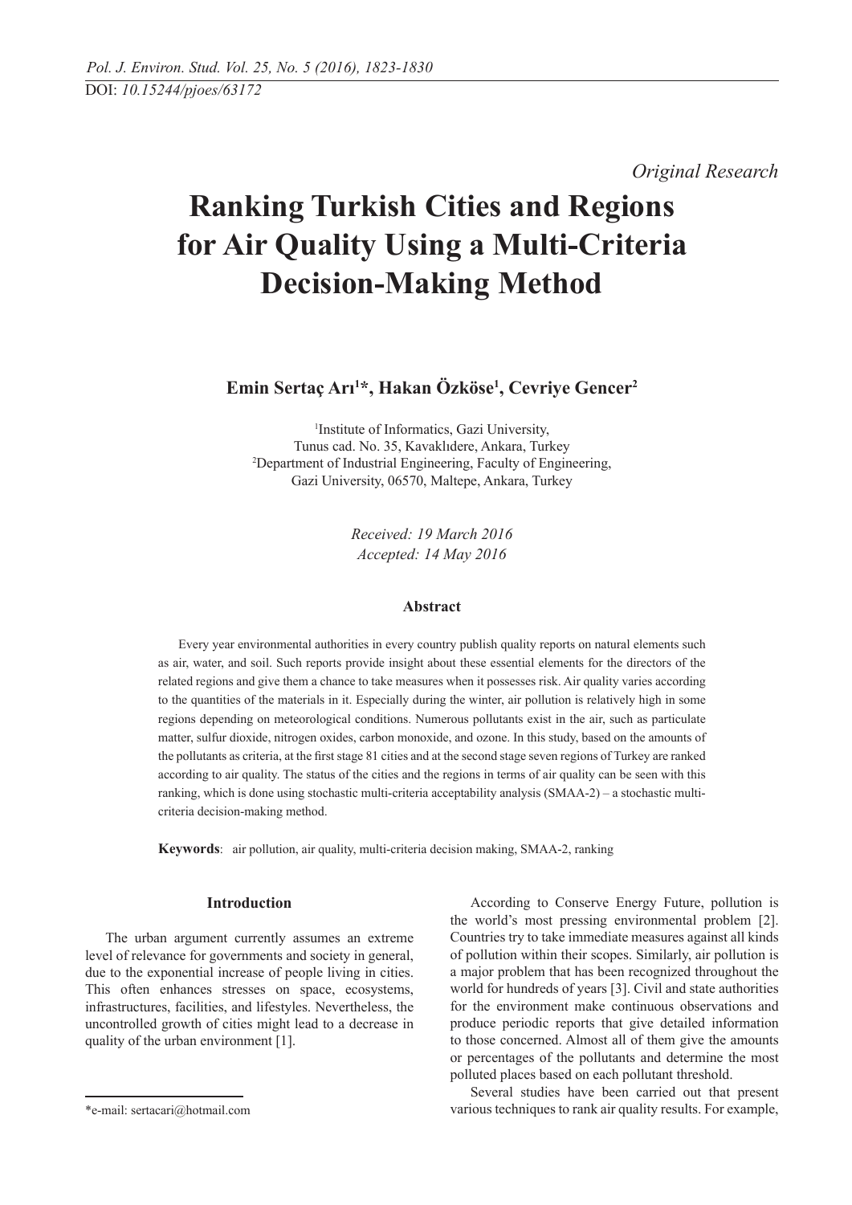DOI: *10.15244/pjoes/63172*

*Original Research*

# Ranking Turkish Cities and Regions for Air Quality Using a Multi-Criteria Decision-Making Method

**Emin Sertaç Arı[1]*, Hakan Özköse[1], Cevriye Gencer[2]**

[1]Institute of Informatics, Gazi University, Tunus cad. No. 35, Kavaklıdere, Ankara, Turkey
[2]Department of Industrial Engineering, Faculty of Engineering, Gazi University, 06570, Maltepe, Ankara, Turkey

*Received: 19 March 2016*
*Accepted: 14 May 2016*

### Abstract

Every year environmental authorities in every country publish quality reports on natural elements such as air, water, and soil. Such reports provide insight about these essential elements for the directors of the related regions and give them a chance to take measures when it possesses risk. Air quality varies according to the quantities of the materials in it. Especially during the winter, air pollution is relatively high in some regions depending on meteorological conditions. Numerous pollutants exist in the air, such as particulate matter, sulfur dioxide, nitrogen oxides, carbon monoxide, and ozone. In this study, based on the amounts of the pollutants as criteria, at the first stage 81 cities and at the second stage seven regions of Turkey are ranked according to air quality. The status of the cities and the regions in terms of air quality can be seen with this ranking, which is done using stochastic multi-criteria acceptability analysis (SMAA-2) – a stochastic multi-criteria decision-making method.

**Keywords**: air pollution, air quality, multi-criteria decision making, SMAA-2, ranking

## Introduction

The urban argument currently assumes an extreme level of relevance for governments and society in general, due to the exponential increase of people living in cities. This often enhances stresses on space, ecosystems, infrastructures, facilities, and lifestyles. Nevertheless, the uncontrolled growth of cities might lead to a decrease in quality of the urban environment [1].

According to Conserve Energy Future, pollution is the world's most pressing environmental problem [2]. Countries try to take immediate measures against all kinds of pollution within their scopes. Similarly, air pollution is a major problem that has been recognized throughout the world for hundreds of years [3]. Civil and state authorities for the environment make continuous observations and produce periodic reports that give detailed information to those concerned. Almost all of them give the amounts or percentages of the pollutants and determine the most polluted places based on each pollutant threshold.

Several studies have been carried out that present various techniques to rank air quality results. For example,

*e-mail: sertacari@hotmail.com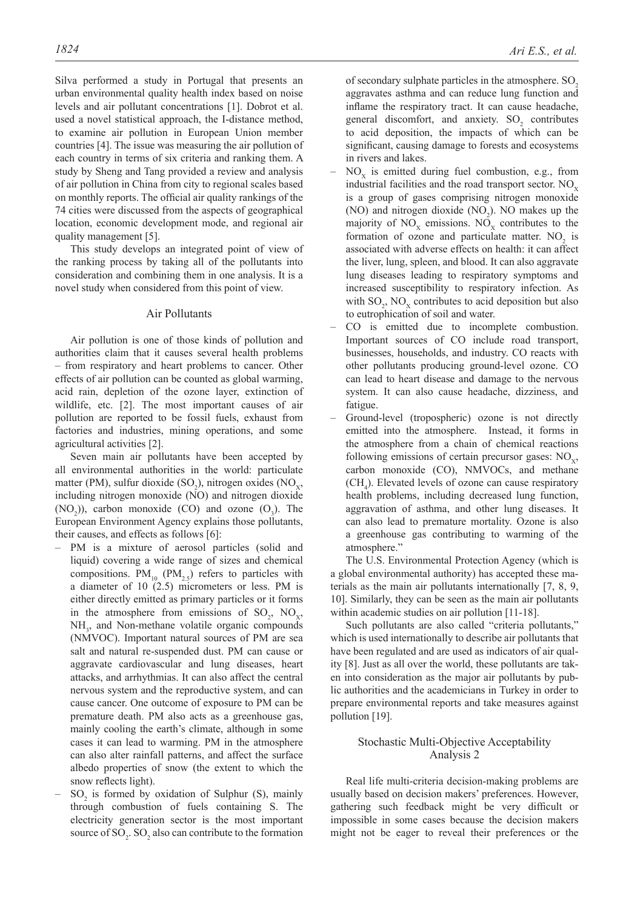Silva performed a study in Portugal that presents an urban environmental quality health index based on noise levels and air pollutant concentrations [1]. Dobrot et al. used a novel statistical approach, the I-distance method, to examine air pollution in European Union member countries [4]. The issue was measuring the air pollution of each country in terms of six criteria and ranking them. A study by Sheng and Tang provided a review and analysis of air pollution in China from city to regional scales based on monthly reports. The official air quality rankings of the 74 cities were discussed from the aspects of geographical location, economic development mode, and regional air quality management [5].

This study develops an integrated point of view of the ranking process by taking all of the pollutants into consideration and combining them in one analysis. It is a novel study when considered from this point of view.

## Air Pollutants

Air pollution is one of those kinds of pollution and authorities claim that it causes several health problems – from respiratory and heart problems to cancer. Other effects of air pollution can be counted as global warming, acid rain, depletion of the ozone layer, extinction of wildlife, etc. [2]. The most important causes of air pollution are reported to be fossil fuels, exhaust from factories and industries, mining operations, and some agricultural activities [2].

Seven main air pollutants have been accepted by all environmental authorities in the world: particulate matter (PM), sulfur dioxide ($SO_2$), nitrogen oxides ($NO_X$, including nitrogen monoxide (NO) and nitrogen dioxide ($NO_2$)), carbon monoxide (CO) and ozone ($O_3$). The European Environment Agency explains those pollutants, their causes, and effects as follows [6]:

- PM is a mixture of aerosol particles (solid and liquid) covering a wide range of sizes and chemical compositions. $PM_{10}$ ($PM_{2.5}$) refers to particles with a diameter of 10 (2.5) micrometers or less. PM is either directly emitted as primary particles or it forms in the atmosphere from emissions of $SO_2$, $NO_X$, $NH_3$, and Non-methane volatile organic compounds (NMVOC). Important natural sources of PM are sea salt and natural re-suspended dust. PM can cause or aggravate cardiovascular and lung diseases, heart attacks, and arrhythmias. It can also affect the central nervous system and the reproductive system, and can cause cancer. One outcome of exposure to PM can be premature death. PM also acts as a greenhouse gas, mainly cooling the earth's climate, although in some cases it can lead to warming. PM in the atmosphere can also alter rainfall patterns, and affect the surface albedo properties of snow (the extent to which the snow reflects light).
- $SO_2$ is formed by oxidation of Sulphur (S), mainly through combustion of fuels containing S. The electricity generation sector is the most important source of $SO_2$. $SO_2$ also can contribute to the formation of secondary sulphate particles in the atmosphere. $SO_2$ aggravates asthma and can reduce lung function and inflame the respiratory tract. It can cause headache, general discomfort, and anxiety. $SO_2$ contributes to acid deposition, the impacts of which can be significant, causing damage to forests and ecosystems in rivers and lakes.
- $NO_X$ is emitted during fuel combustion, e.g., from industrial facilities and the road transport sector. $NO_X$ is a group of gases comprising nitrogen monoxide (NO) and nitrogen dioxide ($NO_2$). NO makes up the majority of $NO_X$ emissions. $NO_X$ contributes to the formation of ozone and particulate matter. $NO_2$ is associated with adverse effects on health: it can affect the liver, lung, spleen, and blood. It can also aggravate lung diseases leading to respiratory symptoms and increased susceptibility to respiratory infection. As with $SO_2$, $NO_X$ contributes to acid deposition but also to eutrophication of soil and water.
- CO is emitted due to incomplete combustion. Important sources of CO include road transport, businesses, households, and industry. CO reacts with other pollutants producing ground-level ozone. CO can lead to heart disease and damage to the nervous system. It can also cause headache, dizziness, and fatigue.
- Ground-level (tropospheric) ozone is not directly emitted into the atmosphere. Instead, it forms in the atmosphere from a chain of chemical reactions following emissions of certain precursor gases: $NO_X$, carbon monoxide (CO), NMVOCs, and methane ($CH_4$). Elevated levels of ozone can cause respiratory health problems, including decreased lung function, aggravation of asthma, and other lung diseases. It can also lead to premature mortality. Ozone is also a greenhouse gas contributing to warming of the atmosphere."

The U.S. Environmental Protection Agency (which is a global environmental authority) has accepted these materials as the main air pollutants internationally [7, 8, 9, 10]. Similarly, they can be seen as the main air pollutants within academic studies on air pollution [11-18].

Such pollutants are also called "criteria pollutants," which is used internationally to describe air pollutants that have been regulated and are used as indicators of air quality [8]. Just as all over the world, these pollutants are taken into consideration as the major air pollutants by public authorities and the academicians in Turkey in order to prepare environmental reports and take measures against pollution [19].

## Stochastic Multi-Objective Acceptability Analysis 2

Real life multi-criteria decision-making problems are usually based on decision makers' preferences. However, gathering such feedback might be very difficult or impossible in some cases because the decision makers might not be eager to reveal their preferences or the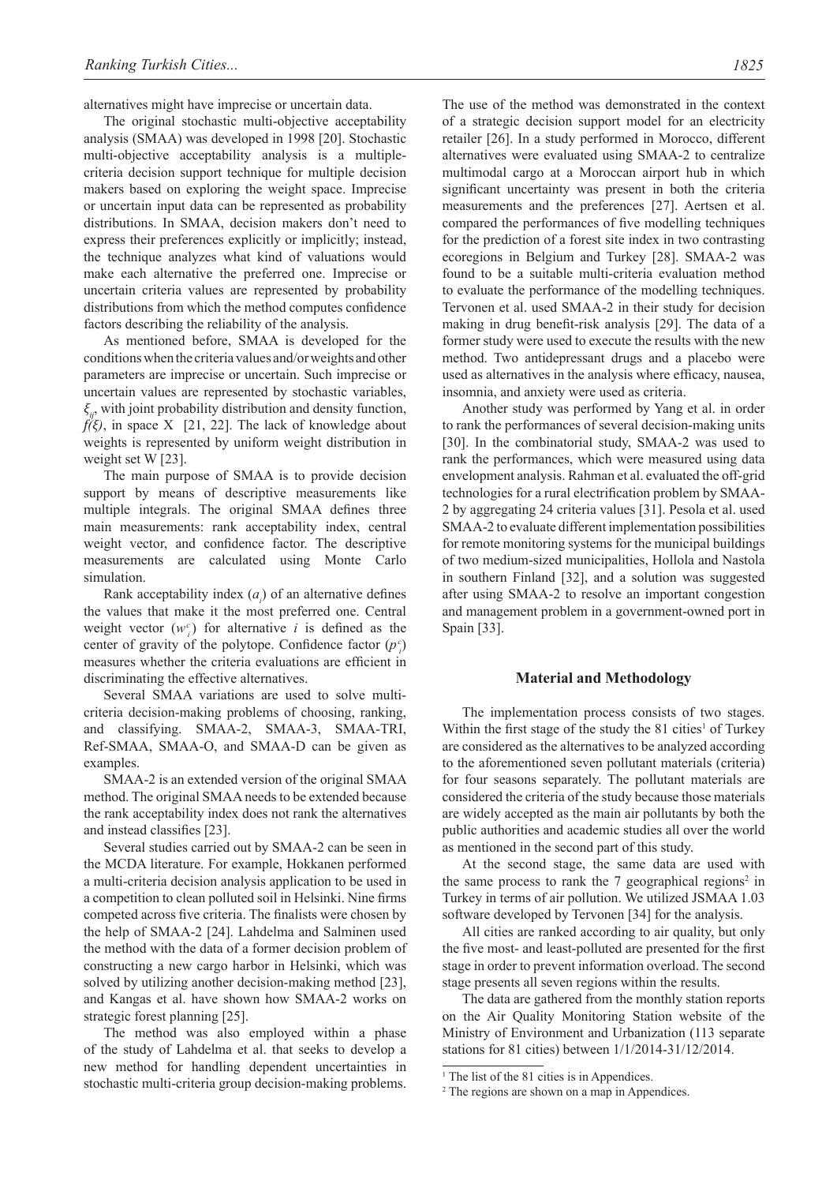alternatives might have imprecise or uncertain data.

The original stochastic multi-objective acceptability analysis (SMAA) was developed in 1998 [20]. Stochastic multi-objective acceptability analysis is a multiple-criteria decision support technique for multiple decision makers based on exploring the weight space. Imprecise or uncertain input data can be represented as probability distributions. In SMAA, decision makers don't need to express their preferences explicitly or implicitly; instead, the technique analyzes what kind of valuations would make each alternative the preferred one. Imprecise or uncertain criteria values are represented by probability distributions from which the method computes confidence factors describing the reliability of the analysis.

As mentioned before, SMAA is developed for the conditions when the criteria values and/or weights and other parameters are imprecise or uncertain. Such imprecise or uncertain values are represented by stochastic variables, $\xi_{ij}$, with joint probability distribution and density function, $f(\xi)$, in space X [21, 22]. The lack of knowledge about weights is represented by uniform weight distribution in weight set W [23].

The main purpose of SMAA is to provide decision support by means of descriptive measurements like multiple integrals. The original SMAA defines three main measurements: rank acceptability index, central weight vector, and confidence factor. The descriptive measurements are calculated using Monte Carlo simulation.

Rank acceptability index ($a_i$) of an alternative defines the values that make it the most preferred one. Central weight vector ($w_i^c$) for alternative $i$ is defined as the center of gravity of the polytope. Confidence factor ($p_i^c$) measures whether the criteria evaluations are efficient in discriminating the effective alternatives.

Several SMAA variations are used to solve multi-criteria decision-making problems of choosing, ranking, and classifying. SMAA-2, SMAA-3, SMAA-TRI, Ref-SMAA, SMAA-O, and SMAA-D can be given as examples.

SMAA-2 is an extended version of the original SMAA method. The original SMAA needs to be extended because the rank acceptability index does not rank the alternatives and instead classifies [23].

Several studies carried out by SMAA-2 can be seen in the MCDA literature. For example, Hokkanen performed a multi-criteria decision analysis application to be used in a competition to clean polluted soil in Helsinki. Nine firms competed across five criteria. The finalists were chosen by the help of SMAA-2 [24]. Lahdelma and Salminen used the method with the data of a former decision problem of constructing a new cargo harbor in Helsinki, which was solved by utilizing another decision-making method [23], and Kangas et al. have shown how SMAA-2 works on strategic forest planning [25].

The method was also employed within a phase of the study of Lahdelma et al. that seeks to develop a new method for handling dependent uncertainties in stochastic multi-criteria group decision-making problems. The use of the method was demonstrated in the context of a strategic decision support model for an electricity retailer [26]. In a study performed in Morocco, different alternatives were evaluated using SMAA-2 to centralize multimodal cargo at a Moroccan airport hub in which significant uncertainty was present in both the criteria measurements and the preferences [27]. Aertsen et al. compared the performances of five modelling techniques for the prediction of a forest site index in two contrasting ecoregions in Belgium and Turkey [28]. SMAA-2 was found to be a suitable multi-criteria evaluation method to evaluate the performance of the modelling techniques. Tervonen et al. used SMAA-2 in their study for decision making in drug benefit-risk analysis [29]. The data of a former study were used to execute the results with the new method. Two antidepressant drugs and a placebo were used as alternatives in the analysis where efficacy, nausea, insomnia, and anxiety were used as criteria.

Another study was performed by Yang et al. in order to rank the performances of several decision-making units [30]. In the combinatorial study, SMAA-2 was used to rank the performances, which were measured using data envelopment analysis. Rahman et al. evaluated the off-grid technologies for a rural electrification problem by SMAA-2 by aggregating 24 criteria values [31]. Pesola et al. used SMAA-2 to evaluate different implementation possibilities for remote monitoring systems for the municipal buildings of two medium-sized municipalities, Hollola and Nastola in southern Finland [32], and a solution was suggested after using SMAA-2 to resolve an important congestion and management problem in a government-owned port in Spain [33].

## Material and Methodology

The implementation process consists of two stages. Within the first stage of the study the 81 cities[1] of Turkey are considered as the alternatives to be analyzed according to the aforementioned seven pollutant materials (criteria) for four seasons separately. The pollutant materials are considered the criteria of the study because those materials are widely accepted as the main air pollutants by both the public authorities and academic studies all over the world as mentioned in the second part of this study.

At the second stage, the same data are used with the same process to rank the 7 geographical regions[2] in Turkey in terms of air pollution. We utilized JSMAA 1.03 software developed by Tervonen [34] for the analysis.

All cities are ranked according to air quality, but only the five most- and least-polluted are presented for the first stage in order to prevent information overload. The second stage presents all seven regions within the results.

The data are gathered from the monthly station reports on the Air Quality Monitoring Station website of the Ministry of Environment and Urbanization (113 separate stations for 81 cities) between 1/1/2014-31/12/2014.

[1] The list of the 81 cities is in Appendices.

[2] The regions are shown on a map in Appendices.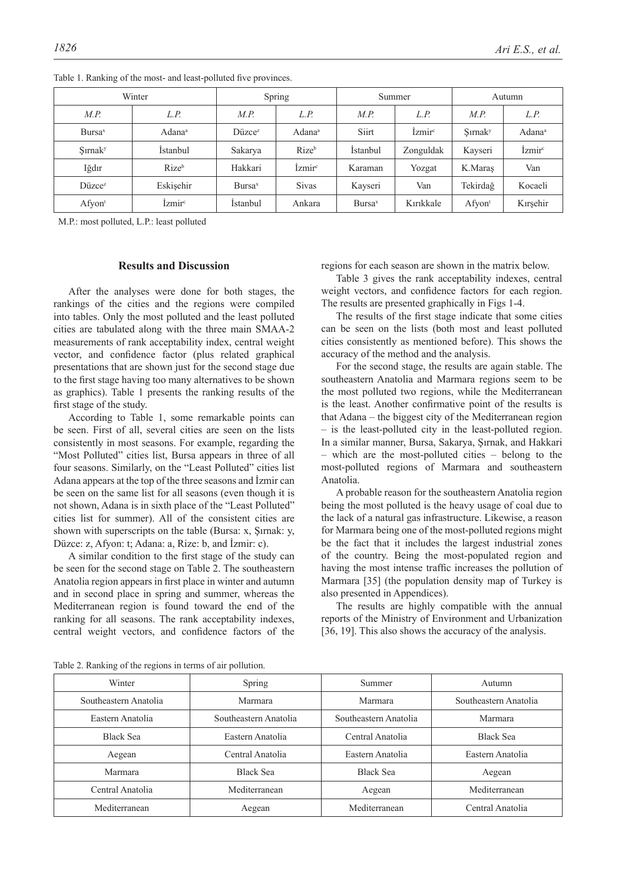Table 1. Ranking of the most- and least-polluted five provinces.

| Winter | | Spring | | Summer | | Autumn | |
|---|---|---|---|---|---|---|---|
| *M.P.* | *L.P.* | *M.P.* | *L.P.* | *M.P.* | *L.P.* | *M.P.* | *L.P.* |
| Bursa[x] | Adana[a] | Düzce[z] | Adana[a] | Siirt | İzmir[c] | Şırnak[y] | Adana[a] |
| Şırnak[y] | İstanbul | Sakarya | Rize[b] | İstanbul | Zonguldak | Kayseri | İzmir[c] |
| Iğdır | Rize[b] | Hakkari | İzmir[c] | Karaman | Yozgat | K.Maraş | Van |
| Düzce[z] | Eskişehir | Bursa[x] | Sivas | Kayseri | Van | Tekirdağ | Kocaeli |
| Afyon[t] | İzmir[c] | İstanbul | Ankara | Bursa[x] | Kırıkkale | Afyon[t] | Kırşehir |

M.P.: most polluted, L.P.: least polluted

## Results and Discussion

After the analyses were done for both stages, the rankings of the cities and the regions were compiled into tables. Only the most polluted and the least polluted cities are tabulated along with the three main SMAA-2 measurements of rank acceptability index, central weight vector, and confidence factor (plus related graphical presentations that are shown just for the second stage due to the first stage having too many alternatives to be shown as graphics). Table 1 presents the ranking results of the first stage of the study.

According to Table 1, some remarkable points can be seen. First of all, several cities are seen on the lists consistently in most seasons. For example, regarding the "Most Polluted" cities list, Bursa appears in three of all four seasons. Similarly, on the "Least Polluted" cities list Adana appears at the top of the three seasons and İzmir can be seen on the same list for all seasons (even though it is not shown, Adana is in sixth place of the "Least Polluted" cities list for summer). All of the consistent cities are shown with superscripts on the table (Bursa: x, Şırnak: y, Düzce: z, Afyon: t; Adana: a, Rize: b, and İzmir: c).

A similar condition to the first stage of the study can be seen for the second stage on Table 2. The southeastern Anatolia region appears in first place in winter and autumn and in second place in spring and summer, whereas the Mediterranean region is found toward the end of the ranking for all seasons. The rank acceptability indexes, central weight vectors, and confidence factors of the regions for each season are shown in the matrix below.

Table 3 gives the rank acceptability indexes, central weight vectors, and confidence factors for each region. The results are presented graphically in Figs 1-4.

The results of the first stage indicate that some cities can be seen on the lists (both most and least polluted cities consistently as mentioned before). This shows the accuracy of the method and the analysis.

For the second stage, the results are again stable. The southeastern Anatolia and Marmara regions seem to be the most polluted two regions, while the Mediterranean is the least. Another confirmative point of the results is that Adana – the biggest city of the Mediterranean region – is the least-polluted city in the least-polluted region. In a similar manner, Bursa, Sakarya, Şırnak, and Hakkari – which are the most-polluted cities – belong to the most-polluted regions of Marmara and southeastern Anatolia.

A probable reason for the southeastern Anatolia region being the most polluted is the heavy usage of coal due to the lack of a natural gas infrastructure. Likewise, a reason for Marmara being one of the most-polluted regions might be the fact that it includes the largest industrial zones of the country. Being the most-populated region and having the most intense traffic increases the pollution of Marmara [35] (the population density map of Turkey is also presented in Appendices).

The results are highly compatible with the annual reports of the Ministry of Environment and Urbanization [36, 19]. This also shows the accuracy of the analysis.

Table 2. Ranking of the regions in terms of air pollution.

| Winter | Spring | Summer | Autumn |
|---|---|---|---|
| Southeastern Anatolia | Marmara | Marmara | Southeastern Anatolia |
| Eastern Anatolia | Southeastern Anatolia | Southeastern Anatolia | Marmara |
| Black Sea | Eastern Anatolia | Central Anatolia | Black Sea |
| Aegean | Central Anatolia | Eastern Anatolia | Eastern Anatolia |
| Marmara | Black Sea | Black Sea | Aegean |
| Central Anatolia | Mediterranean | Aegean | Mediterranean |
| Mediterranean | Aegean | Mediterranean | Central Anatolia |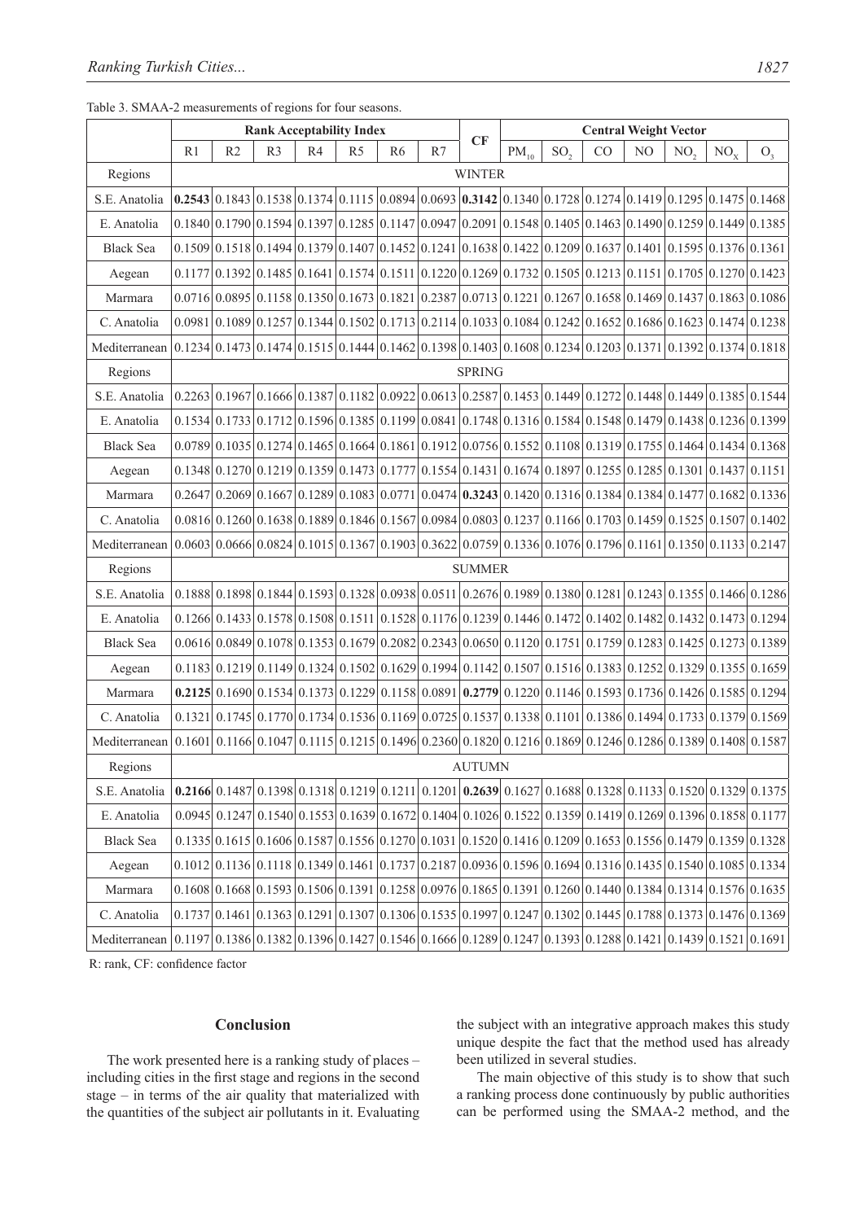Table 3. SMAA-2 measurements of regions for four seasons.

| | Rank Acceptability Index | | | | | | | CF | Central Weight Vector | | | | | | |
|---|---|---|---|---|---|---|---|---|---|---|---|---|---|---|---|
| | R1 | R2 | R3 | R4 | R5 | R6 | R7 | | $PM_{10}$ | $SO_2$ | CO | NO | $NO_2$ | $NO_X$ | $O_3$ |
| Regions | WINTER | | | | | | | | | | | | | | |
| S.E. Anatolia | **0.2543** | 0.1843 | 0.1538 | 0.1374 | 0.1115 | 0.0894 | 0.0693 | **0.3142** | 0.1340 | 0.1728 | 0.1274 | 0.1419 | 0.1295 | 0.1475 | 0.1468 |
| E. Anatolia | 0.1840 | 0.1790 | 0.1594 | 0.1397 | 0.1285 | 0.1147 | 0.0947 | 0.2091 | 0.1548 | 0.1405 | 0.1463 | 0.1490 | 0.1259 | 0.1449 | 0.1385 |
| Black Sea | 0.1509 | 0.1518 | 0.1494 | 0.1379 | 0.1407 | 0.1452 | 0.1241 | 0.1638 | 0.1422 | 0.1209 | 0.1637 | 0.1401 | 0.1595 | 0.1376 | 0.1361 |
| Aegean | 0.1177 | 0.1392 | 0.1485 | 0.1641 | 0.1574 | 0.1511 | 0.1220 | 0.1269 | 0.1732 | 0.1505 | 0.1213 | 0.1151 | 0.1705 | 0.1270 | 0.1423 |
| Marmara | 0.0716 | 0.0895 | 0.1158 | 0.1350 | 0.1673 | 0.1821 | 0.2387 | 0.0713 | 0.1221 | 0.1267 | 0.1658 | 0.1469 | 0.1437 | 0.1863 | 0.1086 |
| C. Anatolia | 0.0981 | 0.1089 | 0.1257 | 0.1344 | 0.1502 | 0.1713 | 0.2114 | 0.1033 | 0.1084 | 0.1242 | 0.1652 | 0.1686 | 0.1623 | 0.1474 | 0.1238 |
| Mediterranean | 0.1234 | 0.1473 | 0.1474 | 0.1515 | 0.1444 | 0.1462 | 0.1398 | 0.1403 | 0.1608 | 0.1234 | 0.1203 | 0.1371 | 0.1392 | 0.1374 | 0.1818 |
| Regions | SPRING | | | | | | | | | | | | | | |
| S.E. Anatolia | 0.2263 | 0.1967 | 0.1666 | 0.1387 | 0.1182 | 0.0922 | 0.0613 | 0.2587 | 0.1453 | 0.1449 | 0.1272 | 0.1448 | 0.1449 | 0.1385 | 0.1544 |
| E. Anatolia | 0.1534 | 0.1733 | 0.1712 | 0.1596 | 0.1385 | 0.1199 | 0.0841 | 0.1748 | 0.1316 | 0.1584 | 0.1548 | 0.1479 | 0.1438 | 0.1236 | 0.1399 |
| Black Sea | 0.0789 | 0.1035 | 0.1274 | 0.1465 | 0.1664 | 0.1861 | 0.1912 | 0.0756 | 0.1552 | 0.1108 | 0.1319 | 0.1755 | 0.1464 | 0.1434 | 0.1368 |
| Aegean | 0.1348 | 0.1270 | 0.1219 | 0.1359 | 0.1473 | 0.1777 | 0.1554 | 0.1431 | 0.1674 | 0.1897 | 0.1255 | 0.1285 | 0.1301 | 0.1437 | 0.1151 |
| Marmara | 0.2647 | 0.2069 | 0.1667 | 0.1289 | 0.1083 | 0.0771 | 0.0474 | **0.3243** | 0.1420 | 0.1316 | 0.1384 | 0.1384 | 0.1477 | 0.1682 | 0.1336 |
| C. Anatolia | 0.0816 | 0.1260 | 0.1638 | 0.1889 | 0.1846 | 0.1567 | 0.0984 | 0.0803 | 0.1237 | 0.1166 | 0.1703 | 0.1459 | 0.1525 | 0.1507 | 0.1402 |
| Mediterranean | 0.0603 | 0.0666 | 0.0824 | 0.1015 | 0.1367 | 0.1903 | 0.3622 | 0.0759 | 0.1336 | 0.1076 | 0.1796 | 0.1161 | 0.1350 | 0.1133 | 0.2147 |
| Regions | SUMMER | | | | | | | | | | | | | | |
| S.E. Anatolia | 0.1888 | 0.1898 | 0.1844 | 0.1593 | 0.1328 | 0.0938 | 0.0511 | 0.2676 | 0.1989 | 0.1380 | 0.1281 | 0.1243 | 0.1355 | 0.1466 | 0.1286 |
| E. Anatolia | 0.1266 | 0.1433 | 0.1578 | 0.1508 | 0.1511 | 0.1528 | 0.1176 | 0.1239 | 0.1446 | 0.1472 | 0.1402 | 0.1482 | 0.1432 | 0.1473 | 0.1294 |
| Black Sea | 0.0616 | 0.0849 | 0.1078 | 0.1353 | 0.1679 | 0.2082 | 0.2343 | 0.0650 | 0.1120 | 0.1751 | 0.1759 | 0.1283 | 0.1425 | 0.1273 | 0.1389 |
| Aegean | 0.1183 | 0.1219 | 0.1149 | 0.1324 | 0.1502 | 0.1629 | 0.1994 | 0.1142 | 0.1507 | 0.1516 | 0.1383 | 0.1252 | 0.1329 | 0.1355 | 0.1659 |
| Marmara | **0.2125** | 0.1690 | 0.1534 | 0.1373 | 0.1229 | 0.1158 | 0.0891 | **0.2779** | 0.1220 | 0.1146 | 0.1593 | 0.1736 | 0.1426 | 0.1585 | 0.1294 |
| C. Anatolia | 0.1321 | 0.1745 | 0.1770 | 0.1734 | 0.1536 | 0.1169 | 0.0725 | 0.1537 | 0.1338 | 0.1101 | 0.1386 | 0.1494 | 0.1733 | 0.1379 | 0.1569 |
| Mediterranean | 0.1601 | 0.1166 | 0.1047 | 0.1115 | 0.1215 | 0.1496 | 0.2360 | 0.1820 | 0.1216 | 0.1869 | 0.1246 | 0.1286 | 0.1389 | 0.1408 | 0.1587 |
| Regions | AUTUMN | | | | | | | | | | | | | | |
| S.E. Anatolia | **0.2166** | 0.1487 | 0.1398 | 0.1318 | 0.1219 | 0.1211 | 0.1201 | **0.2639** | 0.1627 | 0.1688 | 0.1328 | 0.1133 | 0.1520 | 0.1329 | 0.1375 |
| E. Anatolia | 0.0945 | 0.1247 | 0.1540 | 0.1553 | 0.1639 | 0.1672 | 0.1404 | 0.1026 | 0.1522 | 0.1359 | 0.1419 | 0.1269 | 0.1396 | 0.1858 | 0.1177 |
| Black Sea | 0.1335 | 0.1615 | 0.1606 | 0.1587 | 0.1556 | 0.1270 | 0.1031 | 0.1520 | 0.1416 | 0.1209 | 0.1653 | 0.1556 | 0.1479 | 0.1359 | 0.1328 |
| Aegean | 0.1012 | 0.1136 | 0.1118 | 0.1349 | 0.1461 | 0.1737 | 0.2187 | 0.0936 | 0.1596 | 0.1694 | 0.1316 | 0.1435 | 0.1540 | 0.1085 | 0.1334 |
| Marmara | 0.1608 | 0.1668 | 0.1593 | 0.1506 | 0.1391 | 0.1258 | 0.0976 | 0.1865 | 0.1391 | 0.1260 | 0.1440 | 0.1384 | 0.1314 | 0.1576 | 0.1635 |
| C. Anatolia | 0.1737 | 0.1461 | 0.1363 | 0.1291 | 0.1307 | 0.1306 | 0.1535 | 0.1997 | 0.1247 | 0.1302 | 0.1445 | 0.1788 | 0.1373 | 0.1476 | 0.1369 |
| Mediterranean | 0.1197 | 0.1386 | 0.1382 | 0.1396 | 0.1427 | 0.1546 | 0.1666 | 0.1289 | 0.1247 | 0.1393 | 0.1288 | 0.1421 | 0.1439 | 0.1521 | 0.1691 |

R: rank, CF: confidence factor

## Conclusion

The work presented here is a ranking study of places – including cities in the first stage and regions in the second stage – in terms of the air quality that materialized with the quantities of the subject air pollutants in it. Evaluating the subject with an integrative approach makes this study unique despite the fact that the method used has already been utilized in several studies.

The main objective of this study is to show that such a ranking process done continuously by public authorities can be performed using the SMAA-2 method, and the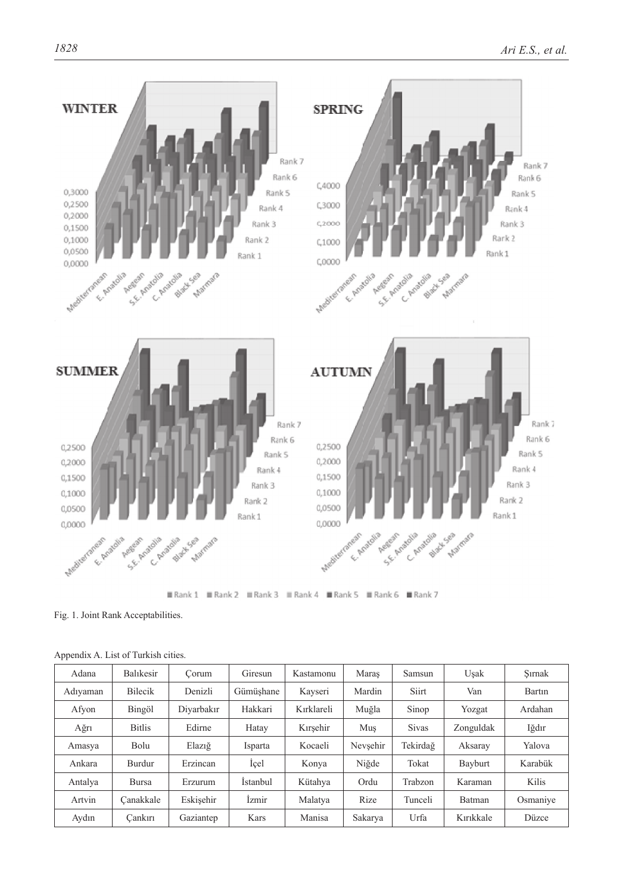Fig. 1. Joint Rank Acceptabilities.

Appendix A. List of Turkish cities.

| Adana | Balıkesir | Çorum | Giresun | Kastamonu | Maraş | Samsun | Uşak | Şırnak |
|---|---|---|---|---|---|---|---|---|
| Adıyaman | Bilecik | Denizli | Gümüşhane | Kayseri | Mardin | Siirt | Van | Bartın |
| Afyon | Bingöl | Diyarbakır | Hakkari | Kırklareli | Muğla | Sinop | Yozgat | Ardahan |
| Ağrı | Bitlis | Edirne | Hatay | Kırşehir | Muş | Sivas | Zonguldak | Iğdır |
| Amasya | Bolu | Elazığ | Isparta | Kocaeli | Nevşehir | Tekirdağ | Aksaray | Yalova |
| Ankara | Burdur | Erzincan | İçel | Konya | Niğde | Tokat | Bayburt | Karabük |
| Antalya | Bursa | Erzurum | İstanbul | Kütahya | Ordu | Trabzon | Karaman | Kilis |
| Artvin | Çanakkale | Eskişehir | İzmir | Malatya | Rize | Tunceli | Batman | Osmaniye |
| Aydın | Çankırı | Gaziantep | Kars | Manisa | Sakarya | Urfa | Kırıkkale | Düzce |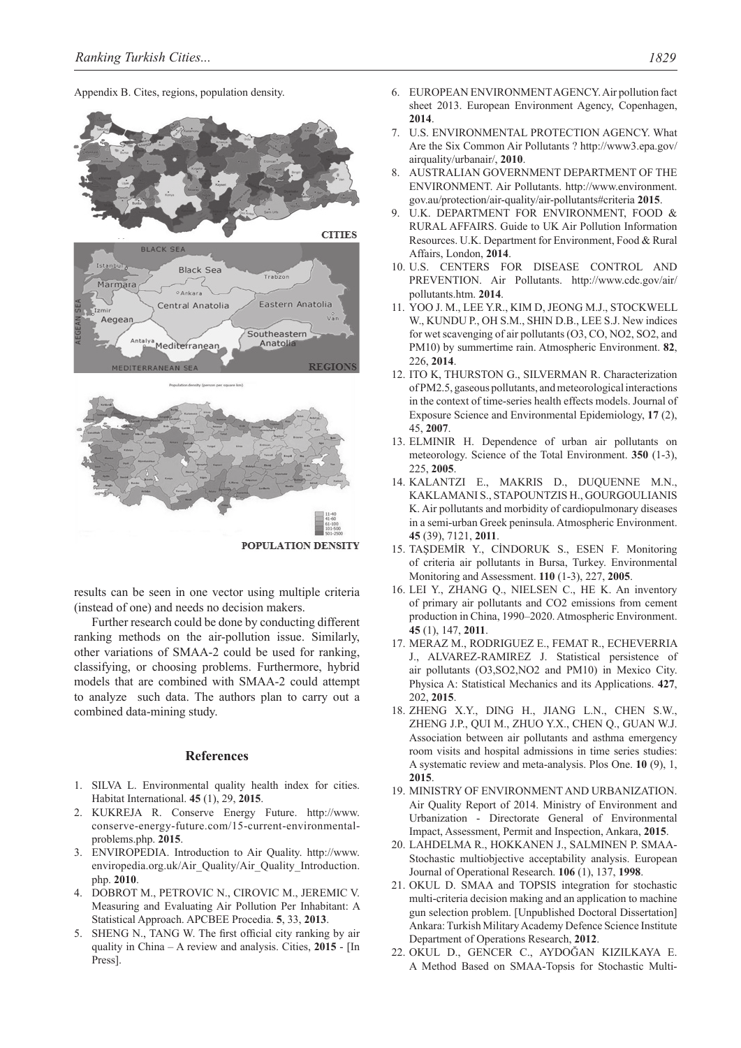Appendix B. Cites, regions, population density.

CITIES

REGIONS

POPULATION DENSITY

results can be seen in one vector using multiple criteria (instead of one) and needs no decision makers.

Further research could be done by conducting different ranking methods on the air-pollution issue. Similarly, other variations of SMAA-2 could be used for ranking, classifying, or choosing problems. Furthermore, hybrid models that are combined with SMAA-2 could attempt to analyze such data. The authors plan to carry out a combined data-mining study.

## References

1. SILVA L. Environmental quality health index for cities. Habitat International. **45** (1), 29, **2015**.
2. KUKREJA R. Conserve Energy Future. http://www.conserve-energy-future.com/15-current-environmental-problems.php. **2015**.
3. ENVIROPEDIA. Introduction to Air Quality. http://www.enviropedia.org.uk/Air_Quality/Air_Quality_Introduction.php. **2010**.
4. DOBROT M., PETROVIC N., CIROVIC M., JEREMIC V. Measuring and Evaluating Air Pollution Per Inhabitant: A Statistical Approach. APCBEE Procedia. **5**, 33, **2013**.
5. SHENG N., TANG W. The first official city ranking by air quality in China – A review and analysis. Cities, **2015** - [In Press].
6. EUROPEAN ENVIRONMENT AGENCY. Air pollution fact sheet 2013. European Environment Agency, Copenhagen, **2014**.
7. U.S. ENVIRONMENTAL PROTECTION AGENCY. What Are the Six Common Air Pollutants ? http://www3.epa.gov/airquality/urbanair/, **2010**.
8. AUSTRALIAN GOVERNMENT DEPARTMENT OF THE ENVIRONMENT. Air Pollutants. http://www.environment.gov.au/protection/air-quality/air-pollutants#criteria **2015**.
9. U.K. DEPARTMENT FOR ENVIRONMENT, FOOD & RURAL AFFAIRS. Guide to UK Air Pollution Information Resources. U.K. Department for Environment, Food & Rural Affairs, London, **2014**.
10. U.S. CENTERS FOR DISEASE CONTROL AND PREVENTION. Air Pollutants. http://www.cdc.gov/air/pollutants.htm. **2014**.
11. YOO J. M., LEE Y.R., KIM D, JEONG M.J., STOCKWELL W., KUNDU P., OH S.M., SHIN D.B., LEE S.J. New indices for wet scavenging of air pollutants (O3, CO, NO2, SO2, and PM10) by summertime rain. Atmospheric Environment. **82**, 226, **2014**.
12. ITO K, THURSTON G., SILVERMAN R. Characterization of PM2.5, gaseous pollutants, and meteorological interactions in the context of time-series health effects models. Journal of Exposure Science and Environmental Epidemiology, **17** (2), 45, **2007**.
13. ELMINIR H. Dependence of urban air pollutants on meteorology. Science of the Total Environment. **350** (1-3), 225, **2005**.
14. KALANTZI E., MAKRIS D., DUQUENNE M.N., KAKLAMANI S., STAPOUNTZIS H., GOURGOULIANIS K. Air pollutants and morbidity of cardiopulmonary diseases in a semi-urban Greek peninsula. Atmospheric Environment. **45** (39), 7121, **2011**.
15. TAŞDEMİR Y., CİNDORUK S., ESEN F. Monitoring of criteria air pollutants in Bursa, Turkey. Environmental Monitoring and Assessment. **110** (1-3), 227, **2005**.
16. LEI Y., ZHANG Q., NIELSEN C., HE K. An inventory of primary air pollutants and CO2 emissions from cement production in China, 1990–2020. Atmospheric Environment. **45** (1), 147, **2011**.
17. MERAZ M., RODRIGUEZ E., FEMAT R., ECHEVERRIA J., ALVAREZ-RAMIREZ J. Statistical persistence of air pollutants (O3,SO2,NO2 and PM10) in Mexico City. Physica A: Statistical Mechanics and its Applications. **427**, 202, **2015**.
18. ZHENG X.Y., DING H., JIANG L.N., CHEN S.W., ZHENG J.P., QUI M., ZHUO Y.X., CHEN Q., GUAN W.J. Association between air pollutants and asthma emergency room visits and hospital admissions in time series studies: A systematic review and meta-analysis. Plos One. **10** (9), 1, **2015**.
19. MINISTRY OF ENVIRONMENT AND URBANIZATION. Air Quality Report of 2014. Ministry of Environment and Urbanization - Directorate General of Environmental Impact, Assessment, Permit and Inspection, Ankara, **2015**.
20. LAHDELMA R., HOKKANEN J., SALMINEN P. SMAA-Stochastic multiobjective acceptability analysis. European Journal of Operational Research. **106** (1), 137, **1998**.
21. OKUL D. SMAA and TOPSIS integration for stochastic multi-criteria decision making and an application to machine gun selection problem. [Unpublished Doctoral Dissertation] Ankara: Turkish Military Academy Defence Science Institute Department of Operations Research, **2012**.
22. OKUL D., GENCER C., AYDOĞAN KIZILKAYA E. A Method Based on SMAA-Topsis for Stochastic Multi-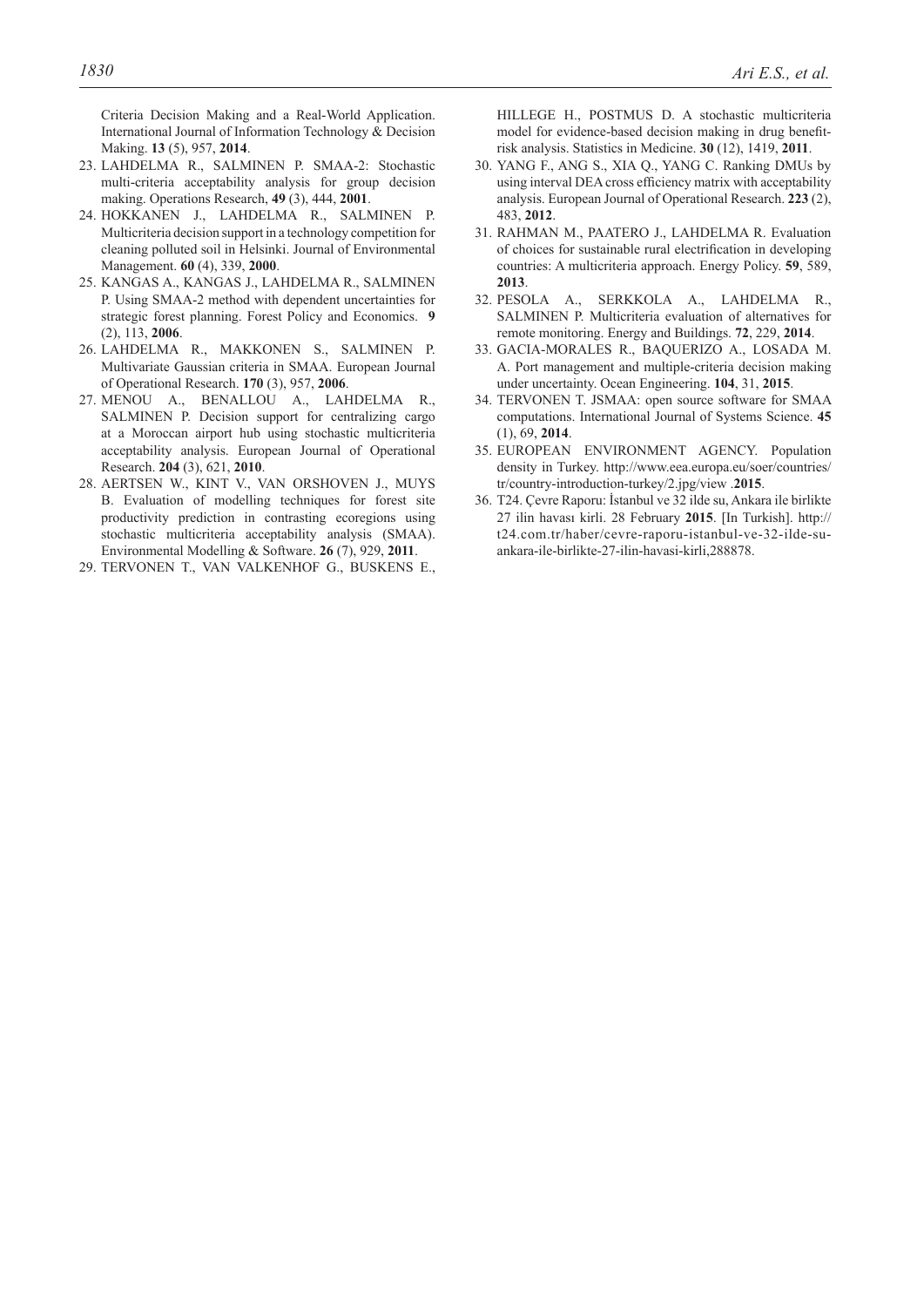Criteria Decision Making and a Real-World Application. International Journal of Information Technology & Decision Making. **13** (5), 957, **2014**.

23. LAHDELMA R., SALMINEN P. SMAA-2: Stochastic multi-criteria acceptability analysis for group decision making. Operations Research, **49** (3), 444, **2001**.
24. HOKKANEN J., LAHDELMA R., SALMINEN P. Multicriteria decision support in a technology competition for cleaning polluted soil in Helsinki. Journal of Environmental Management. **60** (4), 339, **2000**.
25. KANGAS A., KANGAS J., LAHDELMA R., SALMINEN P. Using SMAA-2 method with dependent uncertainties for strategic forest planning. Forest Policy and Economics. **9** (2), 113, **2006**.
26. LAHDELMA R., MAKKONEN S., SALMINEN P. Multivariate Gaussian criteria in SMAA. European Journal of Operational Research. **170** (3), 957, **2006**.
27. MENOU A., BENALLOU A., LAHDELMA R., SALMINEN P. Decision support for centralizing cargo at a Moroccan airport hub using stochastic multicriteria acceptability analysis. European Journal of Operational Research. **204** (3), 621, **2010**.
28. AERTSEN W., KINT V., VAN ORSHOVEN J., MUYS B. Evaluation of modelling techniques for forest site productivity prediction in contrasting ecoregions using stochastic multicriteria acceptability analysis (SMAA). Environmental Modelling & Software. **26** (7), 929, **2011**.
29. TERVONEN T., VAN VALKENHOF G., BUSKENS E., HILLEGE H., POSTMUS D. A stochastic multicriteria model for evidence-based decision making in drug benefit-risk analysis. Statistics in Medicine. **30** (12), 1419, **2011**.
30. YANG F., ANG S., XIA Q., YANG C. Ranking DMUs by using interval DEA cross efficiency matrix with acceptability analysis. European Journal of Operational Research. **223** (2), 483, **2012**.
31. RAHMAN M., PAATERO J., LAHDELMA R. Evaluation of choices for sustainable rural electrification in developing countries: A multicriteria approach. Energy Policy. **59**, 589, **2013**.
32. PESOLA A., SERKKOLA A., LAHDELMA R., SALMINEN P. Multicriteria evaluation of alternatives for remote monitoring. Energy and Buildings. **72**, 229, **2014**.
33. GACIA-MORALES R., BAQUERIZO A., LOSADA M. A. Port management and multiple-criteria decision making under uncertainty. Ocean Engineering. **104**, 31, **2015**.
34. TERVONEN T. JSMAA: open source software for SMAA computations. International Journal of Systems Science. **45** (1), 69, **2014**.
35. EUROPEAN ENVIRONMENT AGENCY. Population density in Turkey. http://www.eea.europa.eu/soer/countries/tr/country-introduction-turkey/2.jpg/view .**2015**.
36. T24. Çevre Raporu: İstanbul ve 32 ilde su, Ankara ile birlikte 27 ilin havası kirli. 28 February **2015**. [In Turkish]. http://t24.com.tr/haber/cevre-raporu-istanbul-ve-32-ilde-su-ankara-ile-birlikte-27-ilin-havasi-kirli,288878.